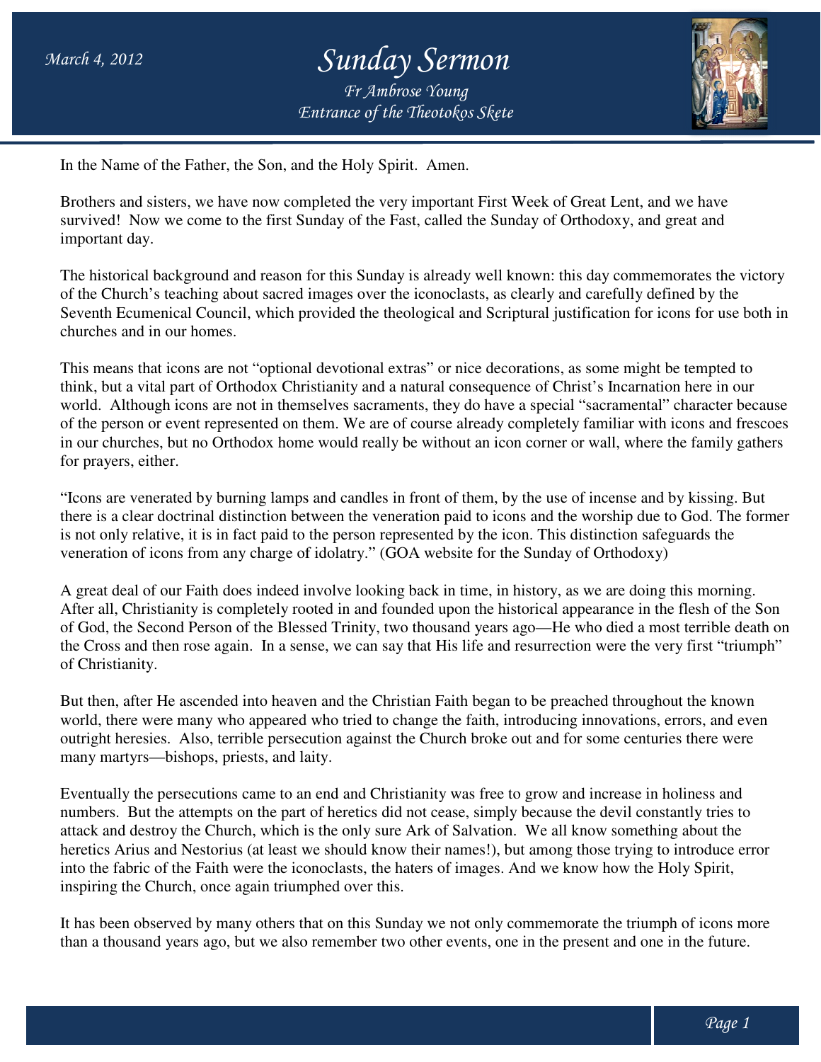March 4, 2012

# Sunday Sermon

*Fr Ambrose Young*
*Entrance of the Theotokos Skete*

In the Name of the Father, the Son, and the Holy Spirit. Amen.

Brothers and sisters, we have now completed the very important First Week of Great Lent, and we have survived! Now we come to the first Sunday of the Fast, called the Sunday of Orthodoxy, and great and important day.

The historical background and reason for this Sunday is already well known: this day commemorates the victory of the Church's teaching about sacred images over the iconoclasts, as clearly and carefully defined by the Seventh Ecumenical Council, which provided the theological and Scriptural justification for icons for use both in churches and in our homes.

This means that icons are not "optional devotional extras" or nice decorations, as some might be tempted to think, but a vital part of Orthodox Christianity and a natural consequence of Christ's Incarnation here in our world. Although icons are not in themselves sacraments, they do have a special "sacramental" character because of the person or event represented on them. We are of course already completely familiar with icons and frescoes in our churches, but no Orthodox home would really be without an icon corner or wall, where the family gathers for prayers, either.

"Icons are venerated by burning lamps and candles in front of them, by the use of incense and by kissing. But there is a clear doctrinal distinction between the veneration paid to icons and the worship due to God. The former is not only relative, it is in fact paid to the person represented by the icon. This distinction safeguards the veneration of icons from any charge of idolatry." (GOA website for the Sunday of Orthodoxy)

A great deal of our Faith does indeed involve looking back in time, in history, as we are doing this morning. After all, Christianity is completely rooted in and founded upon the historical appearance in the flesh of the Son of God, the Second Person of the Blessed Trinity, two thousand years ago—He who died a most terrible death on the Cross and then rose again. In a sense, we can say that His life and resurrection were the very first "triumph" of Christianity.

But then, after He ascended into heaven and the Christian Faith began to be preached throughout the known world, there were many who appeared who tried to change the faith, introducing innovations, errors, and even outright heresies. Also, terrible persecution against the Church broke out and for some centuries there were many martyrs—bishops, priests, and laity.

Eventually the persecutions came to an end and Christianity was free to grow and increase in holiness and numbers. But the attempts on the part of heretics did not cease, simply because the devil constantly tries to attack and destroy the Church, which is the only sure Ark of Salvation. We all know something about the heretics Arius and Nestorius (at least we should know their names!), but among those trying to introduce error into the fabric of the Faith were the iconoclasts, the haters of images. And we know how the Holy Spirit, inspiring the Church, once again triumphed over this.

It has been observed by many others that on this Sunday we not only commemorate the triumph of icons more than a thousand years ago, but we also remember two other events, one in the present and one in the future.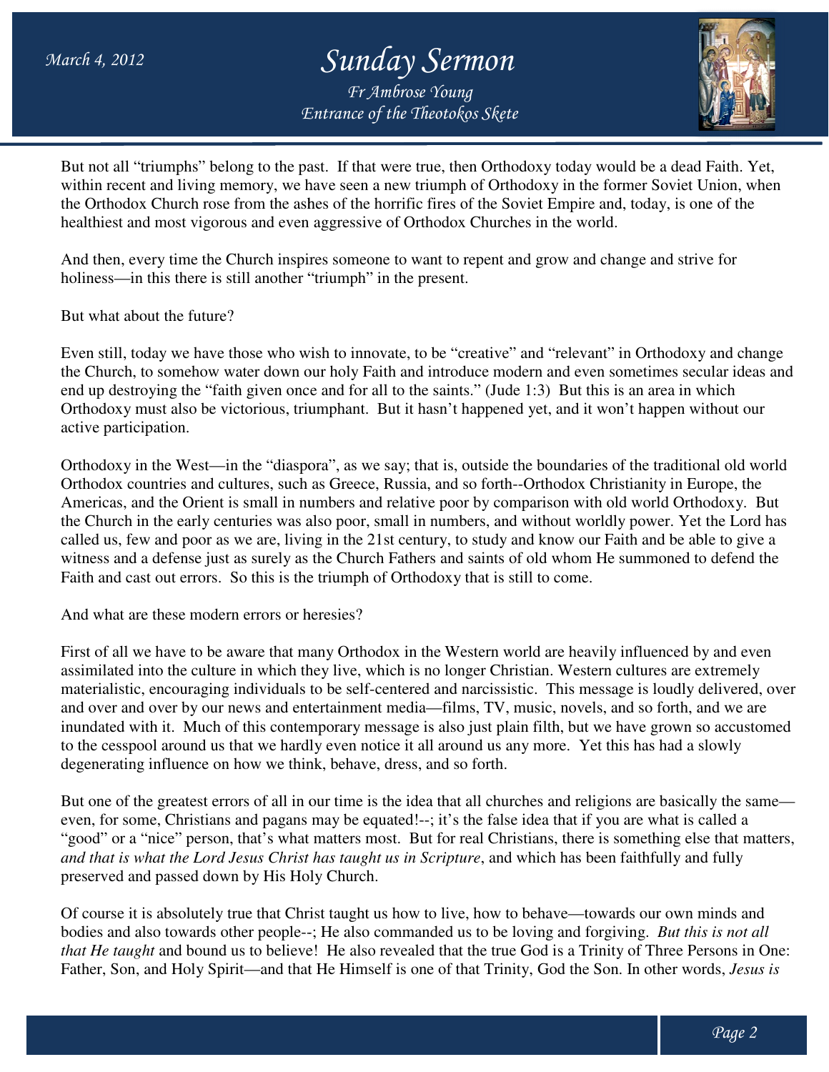But not all "triumphs" belong to the past. If that were true, then Orthodoxy today would be a dead Faith. Yet, within recent and living memory, we have seen a new triumph of Orthodoxy in the former Soviet Union, when the Orthodox Church rose from the ashes of the horrific fires of the Soviet Empire and, today, is one of the healthiest and most vigorous and even aggressive of Orthodox Churches in the world.

And then, every time the Church inspires someone to want to repent and grow and change and strive for holiness—in this there is still another "triumph" in the present.

But what about the future?

Even still, today we have those who wish to innovate, to be "creative" and "relevant" in Orthodoxy and change the Church, to somehow water down our holy Faith and introduce modern and even sometimes secular ideas and end up destroying the "faith given once and for all to the saints." (Jude 1:3) But this is an area in which Orthodoxy must also be victorious, triumphant. But it hasn't happened yet, and it won't happen without our active participation.

Orthodoxy in the West—in the "diaspora", as we say; that is, outside the boundaries of the traditional old world Orthodox countries and cultures, such as Greece, Russia, and so forth--Orthodox Christianity in Europe, the Americas, and the Orient is small in numbers and relative poor by comparison with old world Orthodoxy. But the Church in the early centuries was also poor, small in numbers, and without worldly power. Yet the Lord has called us, few and poor as we are, living in the 21st century, to study and know our Faith and be able to give a witness and a defense just as surely as the Church Fathers and saints of old whom He summoned to defend the Faith and cast out errors. So this is the triumph of Orthodoxy that is still to come.

And what are these modern errors or heresies?

First of all we have to be aware that many Orthodox in the Western world are heavily influenced by and even assimilated into the culture in which they live, which is no longer Christian. Western cultures are extremely materialistic, encouraging individuals to be self-centered and narcissistic. This message is loudly delivered, over and over and over by our news and entertainment media—films, TV, music, novels, and so forth, and we are inundated with it. Much of this contemporary message is also just plain filth, but we have grown so accustomed to the cesspool around us that we hardly even notice it all around us any more. Yet this has had a slowly degenerating influence on how we think, behave, dress, and so forth.

But one of the greatest errors of all in our time is the idea that all churches and religions are basically the same—even, for some, Christians and pagans may be equated!--; it's the false idea that if you are what is called a "good" or a "nice" person, that's what matters most. But for real Christians, there is something else that matters, *and that is what the Lord Jesus Christ has taught us in Scripture*, and which has been faithfully and fully preserved and passed down by His Holy Church.

Of course it is absolutely true that Christ taught us how to live, how to behave—towards our own minds and bodies and also towards other people--; He also commanded us to be loving and forgiving. *But this is not all that He taught* and bound us to believe! He also revealed that the true God is a Trinity of Three Persons in One: Father, Son, and Holy Spirit—and that He Himself is one of that Trinity, God the Son. In other words, *Jesus is*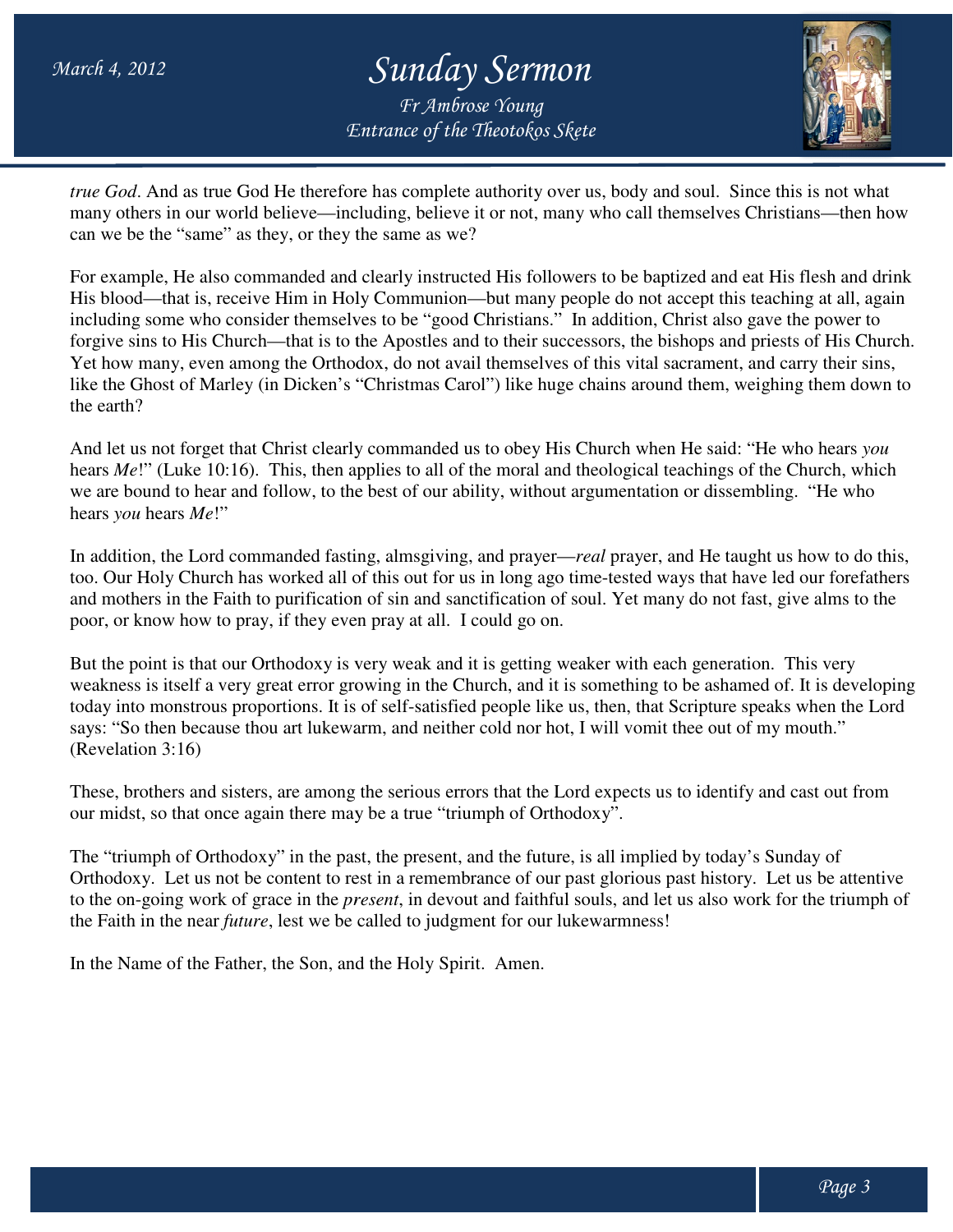*true God*. And as true God He therefore has complete authority over us, body and soul. Since this is not what many others in our world believe—including, believe it or not, many who call themselves Christians—then how can we be the "same" as they, or they the same as we?

For example, He also commanded and clearly instructed His followers to be baptized and eat His flesh and drink His blood—that is, receive Him in Holy Communion—but many people do not accept this teaching at all, again including some who consider themselves to be "good Christians." In addition, Christ also gave the power to forgive sins to His Church—that is to the Apostles and to their successors, the bishops and priests of His Church. Yet how many, even among the Orthodox, do not avail themselves of this vital sacrament, and carry their sins, like the Ghost of Marley (in Dicken's "Christmas Carol") like huge chains around them, weighing them down to the earth?

And let us not forget that Christ clearly commanded us to obey His Church when He said: "He who hears *you* hears *Me*!" (Luke 10:16). This, then applies to all of the moral and theological teachings of the Church, which we are bound to hear and follow, to the best of our ability, without argumentation or dissembling. "He who hears *you* hears *Me*!"

In addition, the Lord commanded fasting, almsgiving, and prayer—*real* prayer, and He taught us how to do this, too. Our Holy Church has worked all of this out for us in long ago time-tested ways that have led our forefathers and mothers in the Faith to purification of sin and sanctification of soul. Yet many do not fast, give alms to the poor, or know how to pray, if they even pray at all. I could go on.

But the point is that our Orthodoxy is very weak and it is getting weaker with each generation. This very weakness is itself a very great error growing in the Church, and it is something to be ashamed of. It is developing today into monstrous proportions. It is of self-satisfied people like us, then, that Scripture speaks when the Lord says: "So then because thou art lukewarm, and neither cold nor hot, I will vomit thee out of my mouth." (Revelation 3:16)

These, brothers and sisters, are among the serious errors that the Lord expects us to identify and cast out from our midst, so that once again there may be a true "triumph of Orthodoxy".

The "triumph of Orthodoxy" in the past, the present, and the future, is all implied by today's Sunday of Orthodoxy. Let us not be content to rest in a remembrance of our past glorious past history. Let us be attentive to the on-going work of grace in the *present*, in devout and faithful souls, and let us also work for the triumph of the Faith in the near *future*, lest we be called to judgment for our lukewarmness!

In the Name of the Father, the Son, and the Holy Spirit. Amen.